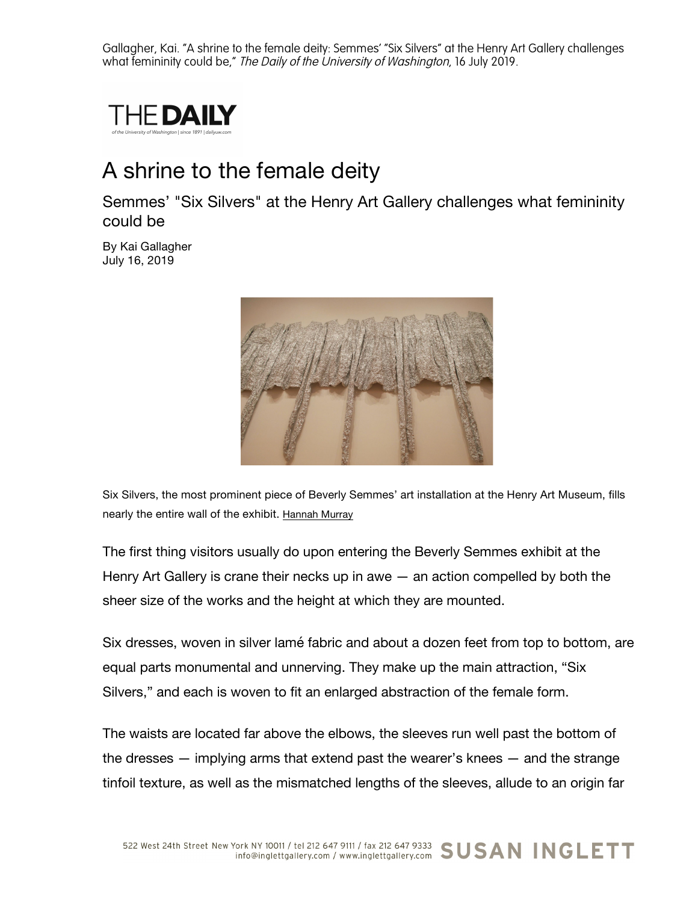Gallagher, Kai. "A shrine to the female deity: Semmes' "Six Silvers" at the Henry Art Gallery challenges what femininity could be," *The Daily of the University of Washington*, 16 July 2019.

THE DAILY

# A shrine to the female deity

## Semmes' "Six Silvers" at the Henry Art Gallery challenges what femininity could be

By Kai Gallagher
July 16, 2019

Six Silvers, the most prominent piece of Beverly Semmes' art installation at the Henry Art Museum, fills nearly the entire wall of the exhibit. Hannah Murray

The first thing visitors usually do upon entering the Beverly Semmes exhibit at the Henry Art Gallery is crane their necks up in awe — an action compelled by both the sheer size of the works and the height at which they are mounted.

Six dresses, woven in silver lamé fabric and about a dozen feet from top to bottom, are equal parts monumental and unnerving. They make up the main attraction, "Six Silvers," and each is woven to fit an enlarged abstraction of the female form.

The waists are located far above the elbows, the sleeves run well past the bottom of the dresses — implying arms that extend past the wearer's knees — and the strange tinfoil texture, as well as the mismatched lengths of the sleeves, allude to an origin far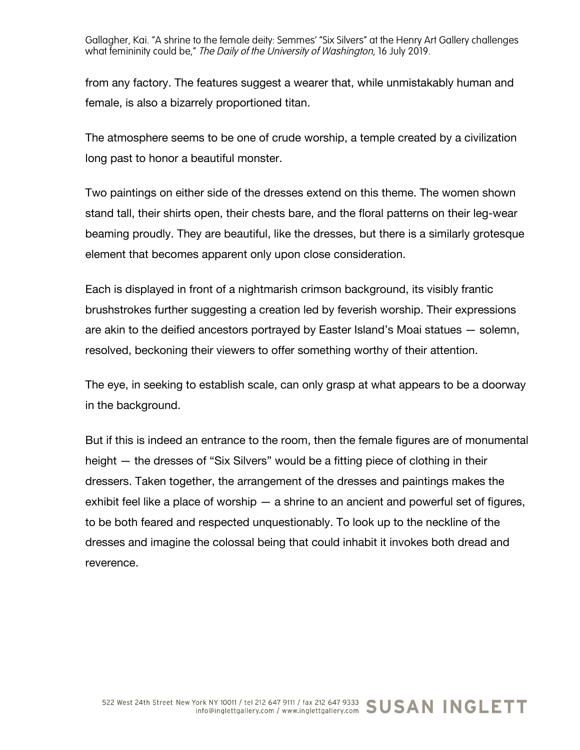from any factory. The features suggest a wearer that, while unmistakably human and female, is also a bizarrely proportioned titan.

The atmosphere seems to be one of crude worship, a temple created by a civilization long past to honor a beautiful monster.

Two paintings on either side of the dresses extend on this theme. The women shown stand tall, their shirts open, their chests bare, and the floral patterns on their leg-wear beaming proudly. They are beautiful, like the dresses, but there is a similarly grotesque element that becomes apparent only upon close consideration.

Each is displayed in front of a nightmarish crimson background, its visibly frantic brushstrokes further suggesting a creation led by feverish worship. Their expressions are akin to the deified ancestors portrayed by Easter Island's Moai statues — solemn, resolved, beckoning their viewers to offer something worthy of their attention.

The eye, in seeking to establish scale, can only grasp at what appears to be a doorway in the background.

But if this is indeed an entrance to the room, then the female figures are of monumental height — the dresses of "Six Silvers" would be a fitting piece of clothing in their dressers. Taken together, the arrangement of the dresses and paintings makes the exhibit feel like a place of worship — a shrine to an ancient and powerful set of figures, to be both feared and respected unquestionably. To look up to the neckline of the dresses and imagine the colossal being that could inhabit it invokes both dread and reverence.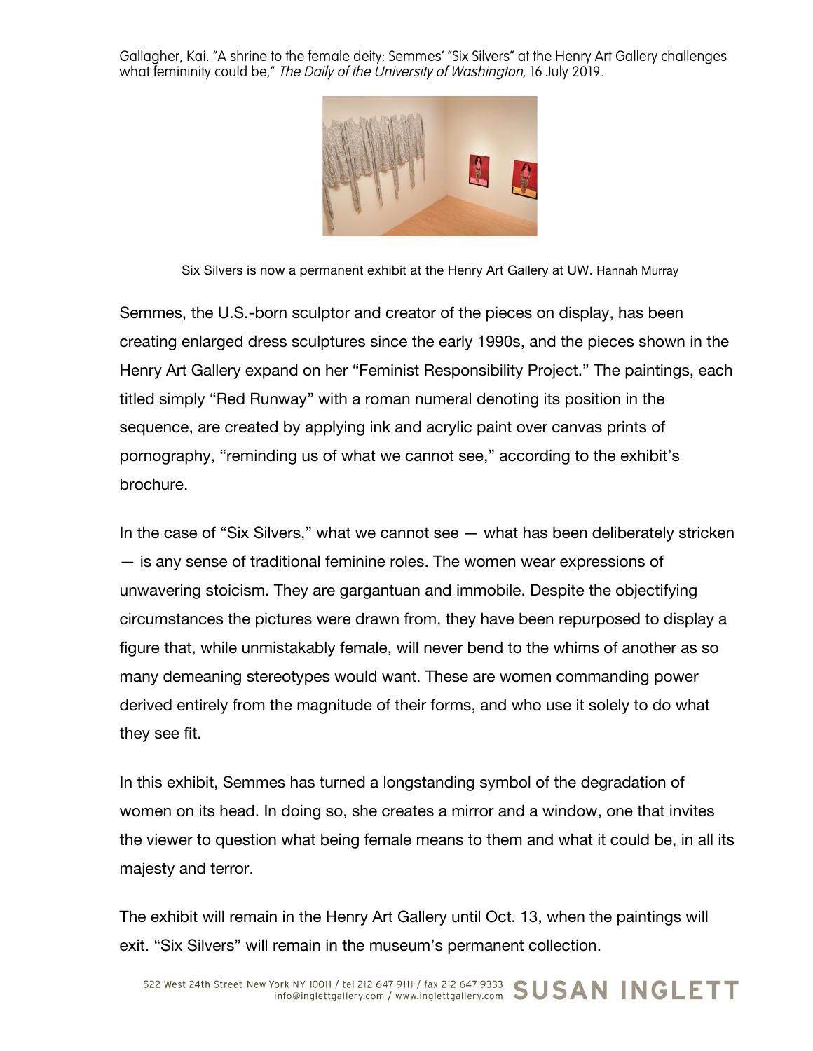Gallagher, Kai. "A shrine to the female deity: Semmes' "Six Silvers" at the Henry Art Gallery challenges what femininity could be," *The Daily of the University of Washington*, 16 July 2019.

Six Silvers is now a permanent exhibit at the Henry Art Gallery at UW. Hannah Murray

Semmes, the U.S.-born sculptor and creator of the pieces on display, has been creating enlarged dress sculptures since the early 1990s, and the pieces shown in the Henry Art Gallery expand on her "Feminist Responsibility Project." The paintings, each titled simply "Red Runway" with a roman numeral denoting its position in the sequence, are created by applying ink and acrylic paint over canvas prints of pornography, "reminding us of what we cannot see," according to the exhibit's brochure.

In the case of "Six Silvers," what we cannot see — what has been deliberately stricken — is any sense of traditional feminine roles. The women wear expressions of unwavering stoicism. They are gargantuan and immobile. Despite the objectifying circumstances the pictures were drawn from, they have been repurposed to display a figure that, while unmistakably female, will never bend to the whims of another as so many demeaning stereotypes would want. These are women commanding power derived entirely from the magnitude of their forms, and who use it solely to do what they see fit.

In this exhibit, Semmes has turned a longstanding symbol of the degradation of women on its head. In doing so, she creates a mirror and a window, one that invites the viewer to question what being female means to them and what it could be, in all its majesty and terror.

The exhibit will remain in the Henry Art Gallery until Oct. 13, when the paintings will exit. "Six Silvers" will remain in the museum's permanent collection.